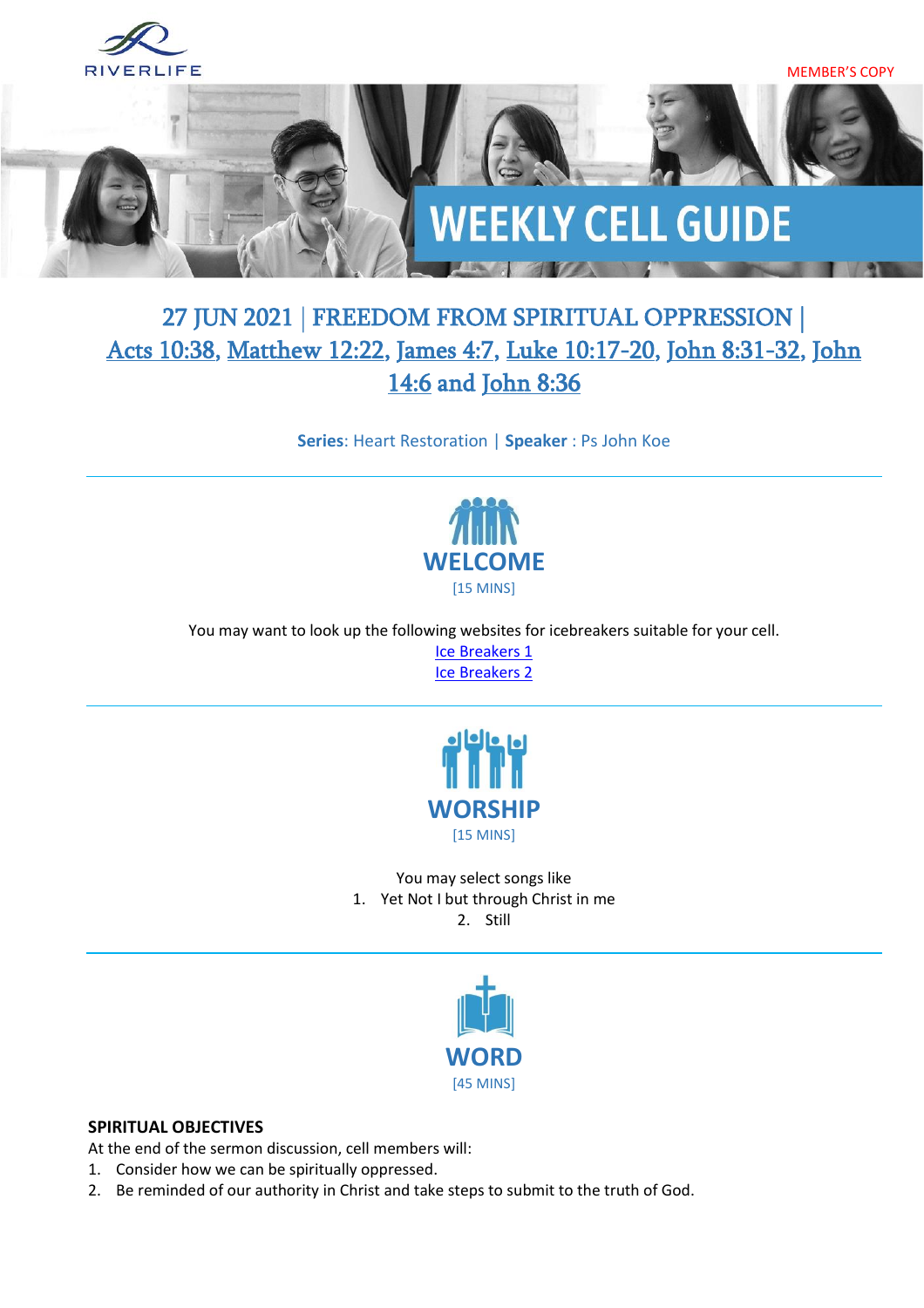RIVERLIFE

MEMBER'S COPY

# WEEKLY CELL GUIDE

## 27 JUN 2021 | FREEDOM FROM SPIRITUAL OPPRESSION | Acts 10:38, Matthew 12:22, James 4:7, Luke 10:17-20, John 8:31-32, John 14:6 and John 8:36

**Series**: Heart Restoration | **Speaker** : Ps John Koe

---

## WELCOME

[15 MINS]

You may want to look up the following websites for icebreakers suitable for your cell.

Ice Breakers 1

Ice Breakers 2

---

## WORSHIP

[15 MINS]

You may select songs like

1. Yet Not I but through Christ in me
2. Still

---

## WORD

[45 MINS]

**SPIRITUAL OBJECTIVES**

At the end of the sermon discussion, cell members will:

1. Consider how we can be spiritually oppressed.
2. Be reminded of our authority in Christ and take steps to submit to the truth of God.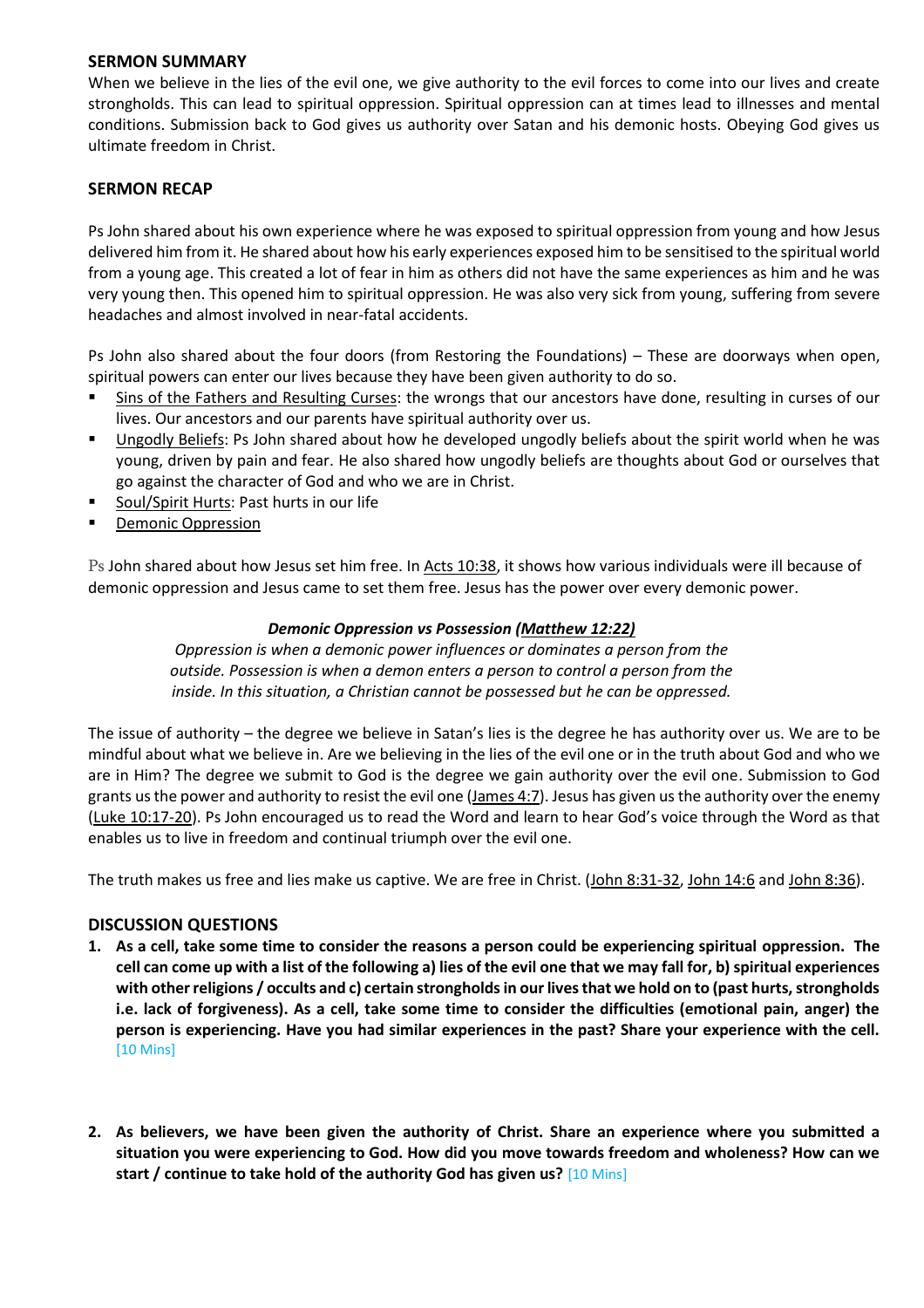## SERMON SUMMARY

When we believe in the lies of the evil one, we give authority to the evil forces to come into our lives and create strongholds. This can lead to spiritual oppression. Spiritual oppression can at times lead to illnesses and mental conditions. Submission back to God gives us authority over Satan and his demonic hosts. Obeying God gives us ultimate freedom in Christ.

## SERMON RECAP

Ps John shared about his own experience where he was exposed to spiritual oppression from young and how Jesus delivered him from it. He shared about how his early experiences exposed him to be sensitised to the spiritual world from a young age. This created a lot of fear in him as others did not have the same experiences as him and he was very young then. This opened him to spiritual oppression. He was also very sick from young, suffering from severe headaches and almost involved in near-fatal accidents.

Ps John also shared about the four doors (from Restoring the Foundations) – These are doorways when open, spiritual powers can enter our lives because they have been given authority to do so.

- Sins of the Fathers and Resulting Curses: the wrongs that our ancestors have done, resulting in curses of our lives. Our ancestors and our parents have spiritual authority over us.
- Ungodly Beliefs: Ps John shared about how he developed ungodly beliefs about the spirit world when he was young, driven by pain and fear. He also shared how ungodly beliefs are thoughts about God or ourselves that go against the character of God and who we are in Christ.
- Soul/Spirit Hurts: Past hurts in our life
- Demonic Oppression

Ps John shared about how Jesus set him free. In Acts 10:38, it shows how various individuals were ill because of demonic oppression and Jesus came to set them free. Jesus has the power over every demonic power.

***Demonic Oppression vs Possession (Matthew 12:22)***

*Oppression is when a demonic power influences or dominates a person from the outside. Possession is when a demon enters a person to control a person from the inside. In this situation, a Christian cannot be possessed but he can be oppressed.*

The issue of authority – the degree we believe in Satan's lies is the degree he has authority over us. We are to be mindful about what we believe in. Are we believing in the lies of the evil one or in the truth about God and who we are in Him? The degree we submit to God is the degree we gain authority over the evil one. Submission to God grants us the power and authority to resist the evil one (James 4:7). Jesus has given us the authority over the enemy (Luke 10:17-20). Ps John encouraged us to read the Word and learn to hear God's voice through the Word as that enables us to live in freedom and continual triumph over the evil one.

The truth makes us free and lies make us captive. We are free in Christ. (John 8:31-32, John 14:6 and John 8:36).

## DISCUSSION QUESTIONS

1. **As a cell, take some time to consider the reasons a person could be experiencing spiritual oppression. The cell can come up with a list of the following a) lies of the evil one that we may fall for, b) spiritual experiences with other religions / occults and c) certain strongholds in our lives that we hold on to (past hurts, strongholds i.e. lack of forgiveness). As a cell, take some time to consider the difficulties (emotional pain, anger) the person is experiencing. Have you had similar experiences in the past? Share your experience with the cell.** [10 Mins]

2. **As believers, we have been given the authority of Christ. Share an experience where you submitted a situation you were experiencing to God. How did you move towards freedom and wholeness? How can we start / continue to take hold of the authority God has given us?** [10 Mins]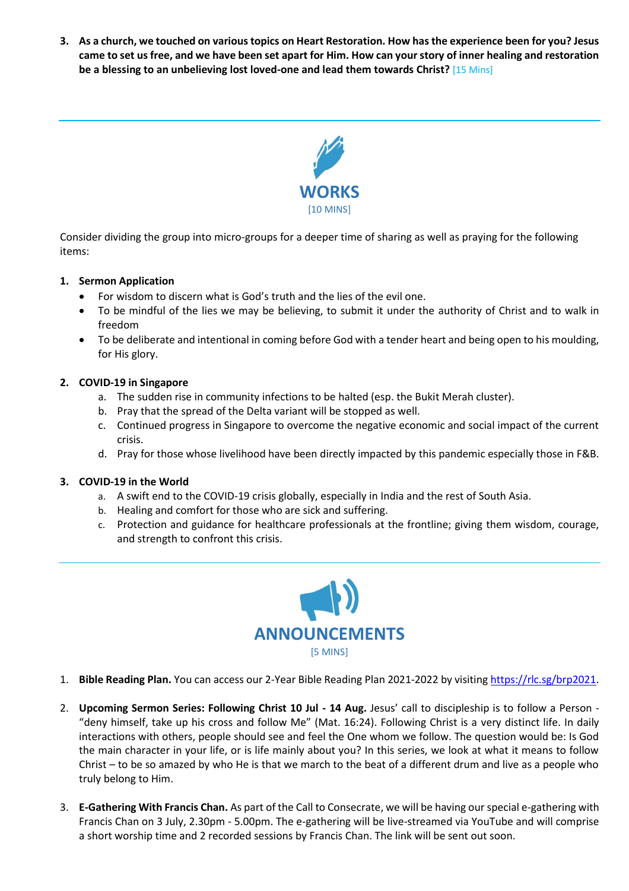**3. As a church, we touched on various topics on Heart Restoration. How has the experience been for you? Jesus came to set us free, and we have been set apart for Him. How can your story of inner healing and restoration be a blessing to an unbelieving lost loved-one and lead them towards Christ?** [15 Mins]

---

## WORKS

[10 MINS]

Consider dividing the group into micro-groups for a deeper time of sharing as well as praying for the following items:

1. **Sermon Application**
   - For wisdom to discern what is God's truth and the lies of the evil one.
   - To be mindful of the lies we may be believing, to submit it under the authority of Christ and to walk in freedom
   - To be deliberate and intentional in coming before God with a tender heart and being open to his moulding, for His glory.

2. **COVID-19 in Singapore**
   a. The sudden rise in community infections to be halted (esp. the Bukit Merah cluster).
   b. Pray that the spread of the Delta variant will be stopped as well.
   c. Continued progress in Singapore to overcome the negative economic and social impact of the current crisis.
   d. Pray for those whose livelihood have been directly impacted by this pandemic especially those in F&B.

3. **COVID-19 in the World**
   a. A swift end to the COVID-19 crisis globally, especially in India and the rest of South Asia.
   b. Healing and comfort for those who are sick and suffering.
   c. Protection and guidance for healthcare professionals at the frontline; giving them wisdom, courage, and strength to confront this crisis.

---

## ANNOUNCEMENTS

[5 MINS]

1. **Bible Reading Plan.** You can access our 2-Year Bible Reading Plan 2021-2022 by visiting https://rlc.sg/brp2021.

2. **Upcoming Sermon Series: Following Christ 10 Jul - 14 Aug.** Jesus' call to discipleship is to follow a Person - "deny himself, take up his cross and follow Me" (Mat. 16:24). Following Christ is a very distinct life. In daily interactions with others, people should see and feel the One whom we follow. The question would be: Is God the main character in your life, or is life mainly about you? In this series, we look at what it means to follow Christ – to be so amazed by who He is that we march to the beat of a different drum and live as a people who truly belong to Him.

3. **E-Gathering With Francis Chan.** As part of the Call to Consecrate, we will be having our special e-gathering with Francis Chan on 3 July, 2.30pm - 5.00pm. The e-gathering will be live-streamed via YouTube and will comprise a short worship time and 2 recorded sessions by Francis Chan. The link will be sent out soon.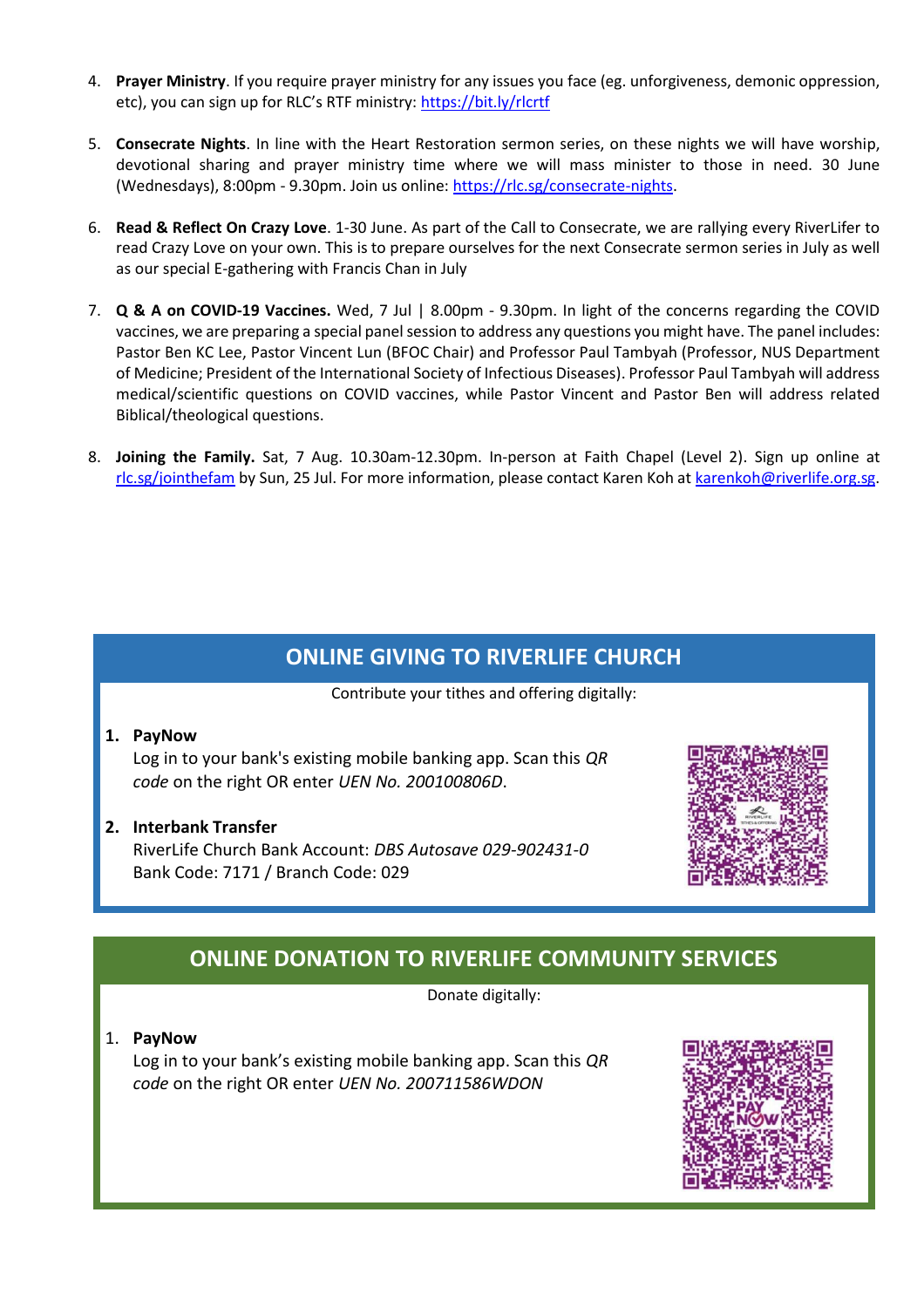4. **Prayer Ministry**. If you require prayer ministry for any issues you face (eg. unforgiveness, demonic oppression, etc), you can sign up for RLC's RTF ministry: https://bit.ly/rlcrtf

5. **Consecrate Nights**. In line with the Heart Restoration sermon series, on these nights we will have worship, devotional sharing and prayer ministry time where we will mass minister to those in need. 30 June (Wednesdays), 8:00pm - 9.30pm. Join us online: https://rlc.sg/consecrate-nights.

6. **Read & Reflect On Crazy Love**. 1-30 June. As part of the Call to Consecrate, we are rallying every RiverLifer to read Crazy Love on your own. This is to prepare ourselves for the next Consecrate sermon series in July as well as our special E-gathering with Francis Chan in July

7. **Q & A on COVID-19 Vaccines.** Wed, 7 Jul | 8.00pm - 9.30pm. In light of the concerns regarding the COVID vaccines, we are preparing a special panel session to address any questions you might have. The panel includes: Pastor Ben KC Lee, Pastor Vincent Lun (BFOC Chair) and Professor Paul Tambyah (Professor, NUS Department of Medicine; President of the International Society of Infectious Diseases). Professor Paul Tambyah will address medical/scientific questions on COVID vaccines, while Pastor Vincent and Pastor Ben will address related Biblical/theological questions.

8. **Joining the Family.** Sat, 7 Aug. 10.30am-12.30pm. In-person at Faith Chapel (Level 2). Sign up online at rlc.sg/jointhefam by Sun, 25 Jul. For more information, please contact Karen Koh at karenkoh@riverlife.org.sg.

## ONLINE GIVING TO RIVERLIFE CHURCH

Contribute your tithes and offering digitally:

1. **PayNow**
   Log in to your bank's existing mobile banking app. Scan this *QR code* on the right OR enter *UEN No. 200100806D*.

2. **Interbank Transfer**
   RiverLife Church Bank Account: *DBS Autosave 029-902431-0*
   Bank Code: 7171 / Branch Code: 029

## ONLINE DONATION TO RIVERLIFE COMMUNITY SERVICES

Donate digitally:

1. **PayNow**
   Log in to your bank's existing mobile banking app. Scan this *QR code* on the right OR enter *UEN No. 200711586WDON*